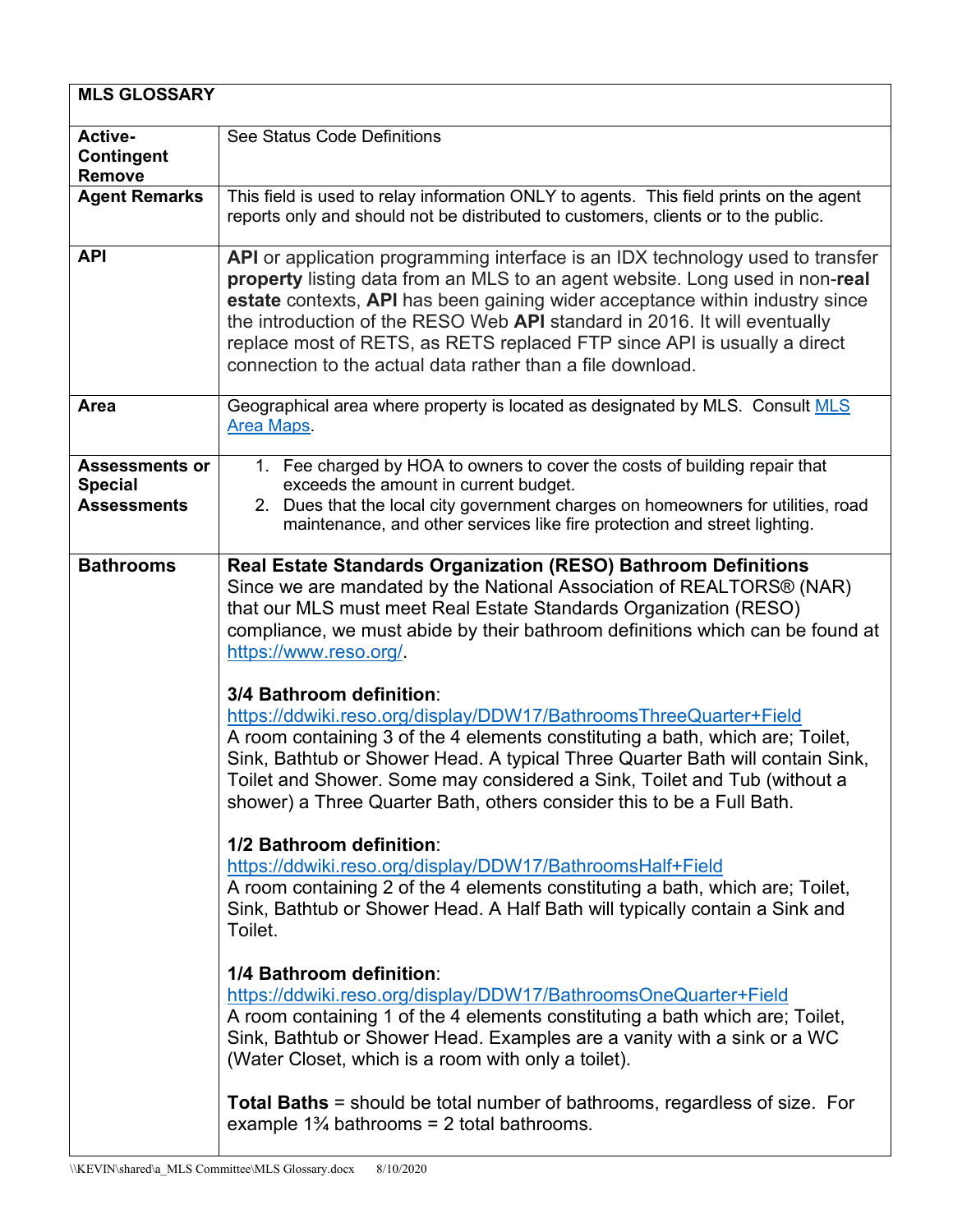| MLS GLOSSARY | |
|---|---|
| **Active-Contingent Remove** | See Status Code Definitions |
| **Agent Remarks** | This field is used to relay information ONLY to agents. This field prints on the agent reports only and should not be distributed to customers, clients or to the public. |
| **API** | **API** or application programming interface is an IDX technology used to transfer **property** listing data from an MLS to an agent website. Long used in non-**real estate** contexts, **API** has been gaining wider acceptance within industry since the introduction of the RESO Web **API** standard in 2016. It will eventually replace most of RETS, as RETS replaced FTP since API is usually a direct connection to the actual data rather than a file download. |
| **Area** | Geographical area where property is located as designated by MLS. Consult MLS Area Maps. |
| **Assessments or Special Assessments** | 1. Fee charged by HOA to owners to cover the costs of building repair that exceeds the amount in current budget.<br>2. Dues that the local city government charges on homeowners for utilities, road maintenance, and other services like fire protection and street lighting. |
| **Bathrooms** | **Real Estate Standards Organization (RESO) Bathroom Definitions**<br>Since we are mandated by the National Association of REALTORS® (NAR) that our MLS must meet Real Estate Standards Organization (RESO) compliance, we must abide by their bathroom definitions which can be found at https://www.reso.org/.<br><br>**3/4 Bathroom definition**:<br>https://ddwiki.reso.org/display/DDW17/BathroomsThreeQuarter+Field<br>A room containing 3 of the 4 elements constituting a bath, which are; Toilet, Sink, Bathtub or Shower Head. A typical Three Quarter Bath will contain Sink, Toilet and Shower. Some may considered a Sink, Toilet and Tub (without a shower) a Three Quarter Bath, others consider this to be a Full Bath.<br><br>**1/2 Bathroom definition**:<br>https://ddwiki.reso.org/display/DDW17/BathroomsHalf+Field<br>A room containing 2 of the 4 elements constituting a bath, which are; Toilet, Sink, Bathtub or Shower Head. A Half Bath will typically contain a Sink and Toilet.<br><br>**1/4 Bathroom definition**:<br>https://ddwiki.reso.org/display/DDW17/BathroomsOneQuarter+Field<br>A room containing 1 of the 4 elements constituting a bath which are; Toilet, Sink, Bathtub or Shower Head. Examples are a vanity with a sink or a WC (Water Closet, which is a room with only a toilet).<br><br>**Total Baths** = should be total number of bathrooms, regardless of size. For example 1¾ bathrooms = 2 total bathrooms. |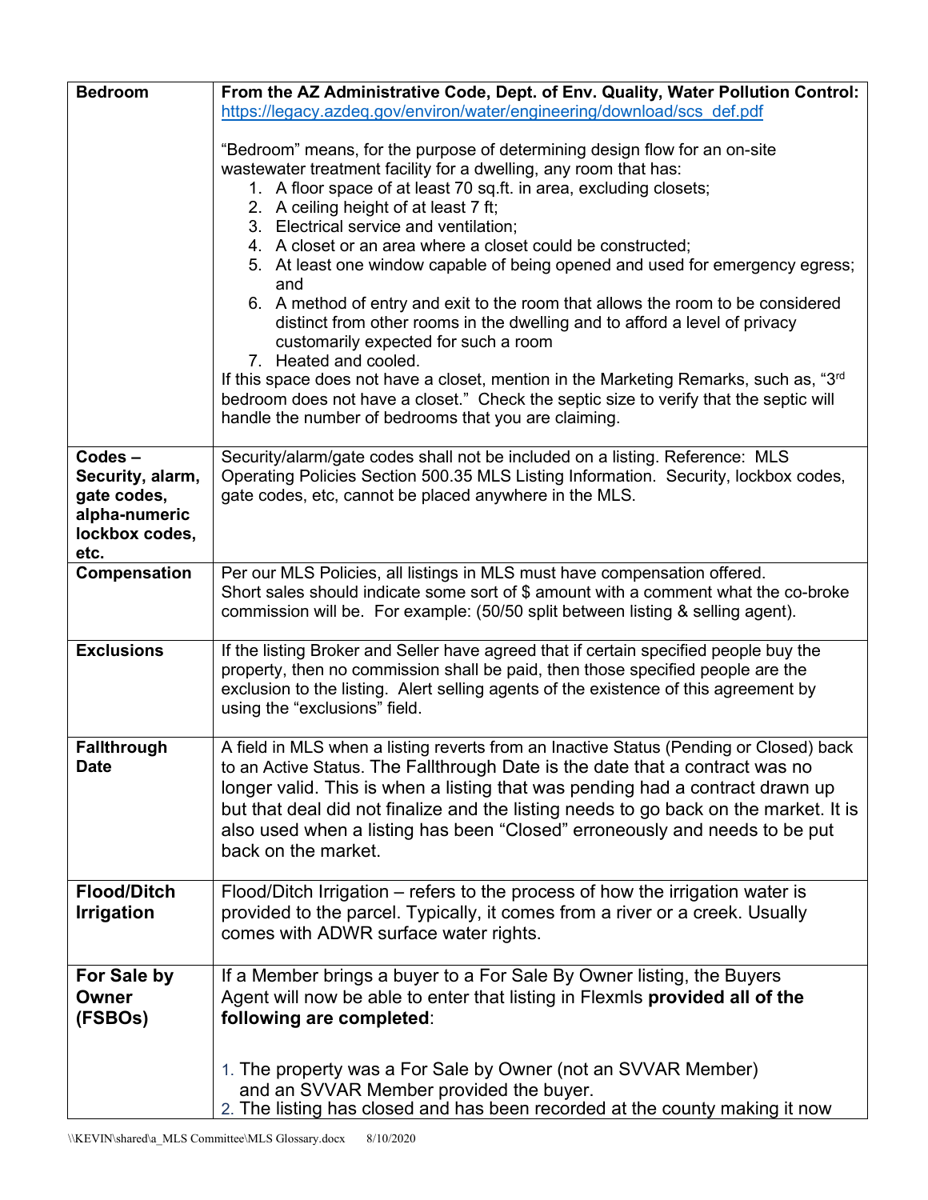| | |
|---|---|
| **Bedroom** | **From the AZ Administrative Code, Dept. of Env. Quality, Water Pollution Control:** https://legacy.azdeq.gov/environ/water/engineering/download/scs_def.pdf<br><br>"Bedroom" means, for the purpose of determining design flow for an on-site wastewater treatment facility for a dwelling, any room that has:<br>1. A floor space of at least 70 sq.ft. in area, excluding closets;<br>2. A ceiling height of at least 7 ft;<br>3. Electrical service and ventilation;<br>4. A closet or an area where a closet could be constructed;<br>5. At least one window capable of being opened and used for emergency egress; and<br>6. A method of entry and exit to the room that allows the room to be considered distinct from other rooms in the dwelling and to afford a level of privacy customarily expected for such a room<br>7. Heated and cooled.<br>If this space does not have a closet, mention in the Marketing Remarks, such as, "3rd bedroom does not have a closet." Check the septic size to verify that the septic will handle the number of bedrooms that you are claiming. |
| **Codes – Security, alarm, gate codes, alpha-numeric lockbox codes, etc.** | Security/alarm/gate codes shall not be included on a listing. Reference: MLS Operating Policies Section 500.35 MLS Listing Information. Security, lockbox codes, gate codes, etc, cannot be placed anywhere in the MLS. |
| **Compensation** | Per our MLS Policies, all listings in MLS must have compensation offered. Short sales should indicate some sort of $ amount with a comment what the co-broke commission will be. For example: (50/50 split between listing & selling agent). |
| **Exclusions** | If the listing Broker and Seller have agreed that if certain specified people buy the property, then no commission shall be paid, then those specified people are the exclusion to the listing. Alert selling agents of the existence of this agreement by using the "exclusions" field. |
| **Fallthrough Date** | A field in MLS when a listing reverts from an Inactive Status (Pending or Closed) back to an Active Status. The Fallthrough Date is the date that a contract was no longer valid. This is when a listing that was pending had a contract drawn up but that deal did not finalize and the listing needs to go back on the market. It is also used when a listing has been "Closed" erroneously and needs to be put back on the market. |
| **Flood/Ditch Irrigation** | Flood/Ditch Irrigation – refers to the process of how the irrigation water is provided to the parcel. Typically, it comes from a river or a creek. Usually comes with ADWR surface water rights. |
| **For Sale by Owner (FSBOs)** | If a Member brings a buyer to a For Sale By Owner listing, the Buyers Agent will now be able to enter that listing in Flexmls **provided all of the following are completed**:<br><br>1. The property was a For Sale by Owner (not an SVVAR Member) and an SVVAR Member provided the buyer.<br>2. The listing has closed and has been recorded at the county making it now |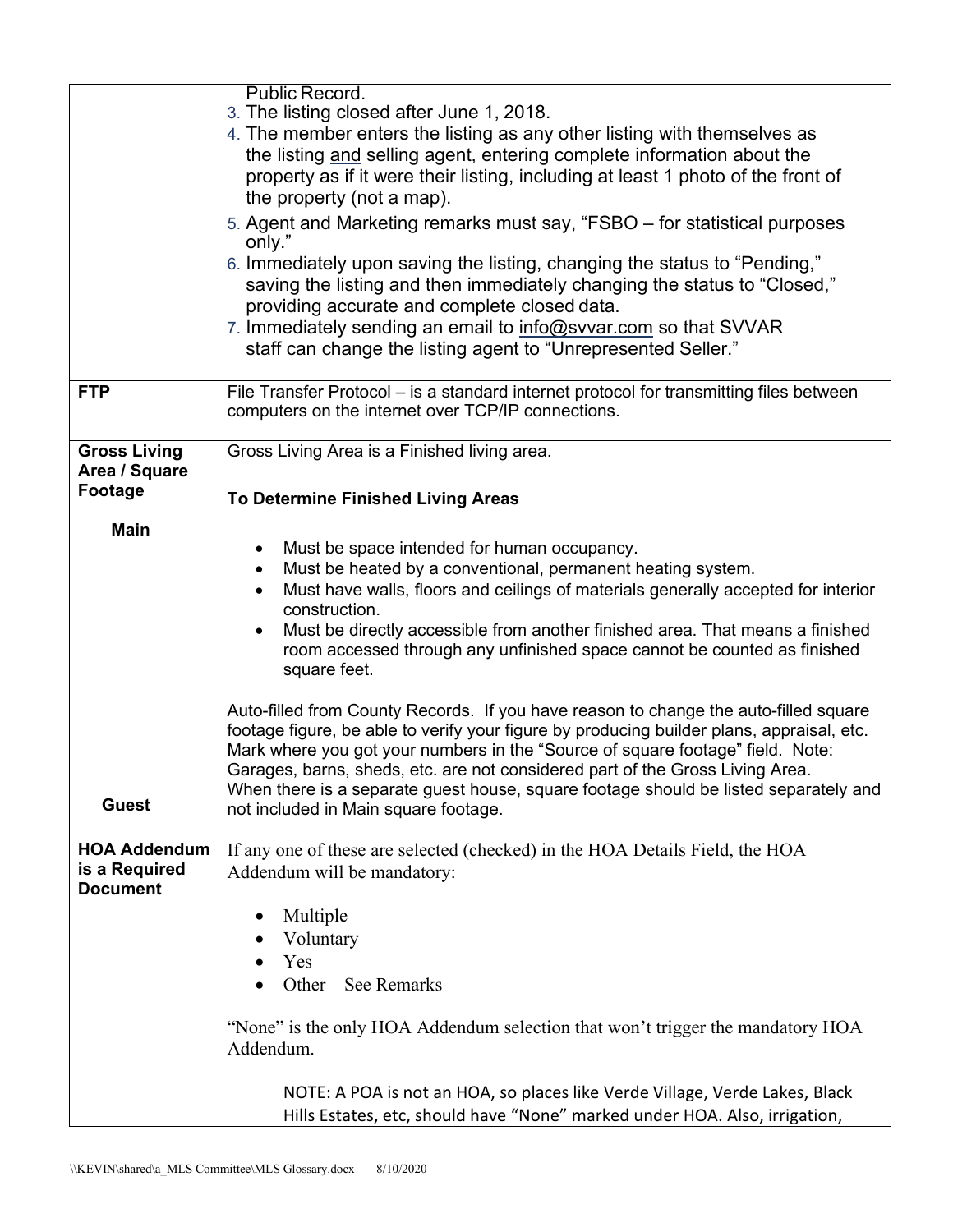| | |
|---|---|
| | Public Record.<br>3. The listing closed after June 1, 2018.<br>4. The member enters the listing as any other listing with themselves as the listing <u>and</u> selling agent, entering complete information about the property as if it were their listing, including at least 1 photo of the front of the property (not a map).<br>5. Agent and Marketing remarks must say, "FSBO – for statistical purposes only."<br>6. Immediately upon saving the listing, changing the status to "Pending," saving the listing and then immediately changing the status to "Closed," providing accurate and complete closed data.<br>7. Immediately sending an email to info@svvar.com so that SVVAR staff can change the listing agent to "Unrepresented Seller." |
| **FTP** | File Transfer Protocol – is a standard internet protocol for transmitting files between computers on the internet over TCP/IP connections. |
| **Gross Living Area / Square Footage**<br><br>**Main**<br><br><br><br><br><br><br><br><br><br>**Guest** | Gross Living Area is a Finished living area.<br><br>**To Determine Finished Living Areas**<br><br>• Must be space intended for human occupancy.<br>• Must be heated by a conventional, permanent heating system.<br>• Must have walls, floors and ceilings of materials generally accepted for interior construction.<br>• Must be directly accessible from another finished area. That means a finished room accessed through any unfinished space cannot be counted as finished square feet.<br><br>Auto-filled from County Records. If you have reason to change the auto-filled square footage figure, be able to verify your figure by producing builder plans, appraisal, etc. Mark where you got your numbers in the "Source of square footage" field. Note: Garages, barns, sheds, etc. are not considered part of the Gross Living Area.<br>When there is a separate guest house, square footage should be listed separately and not included in Main square footage. |
| **HOA Addendum is a Required Document** | If any one of these are selected (checked) in the HOA Details Field, the HOA Addendum will be mandatory:<br><br>• Multiple<br>• Voluntary<br>• Yes<br>• Other – See Remarks<br><br>"None" is the only HOA Addendum selection that won't trigger the mandatory HOA Addendum.<br><br>NOTE: A POA is not an HOA, so places like Verde Village, Verde Lakes, Black Hills Estates, etc, should have "None" marked under HOA. Also, irrigation, |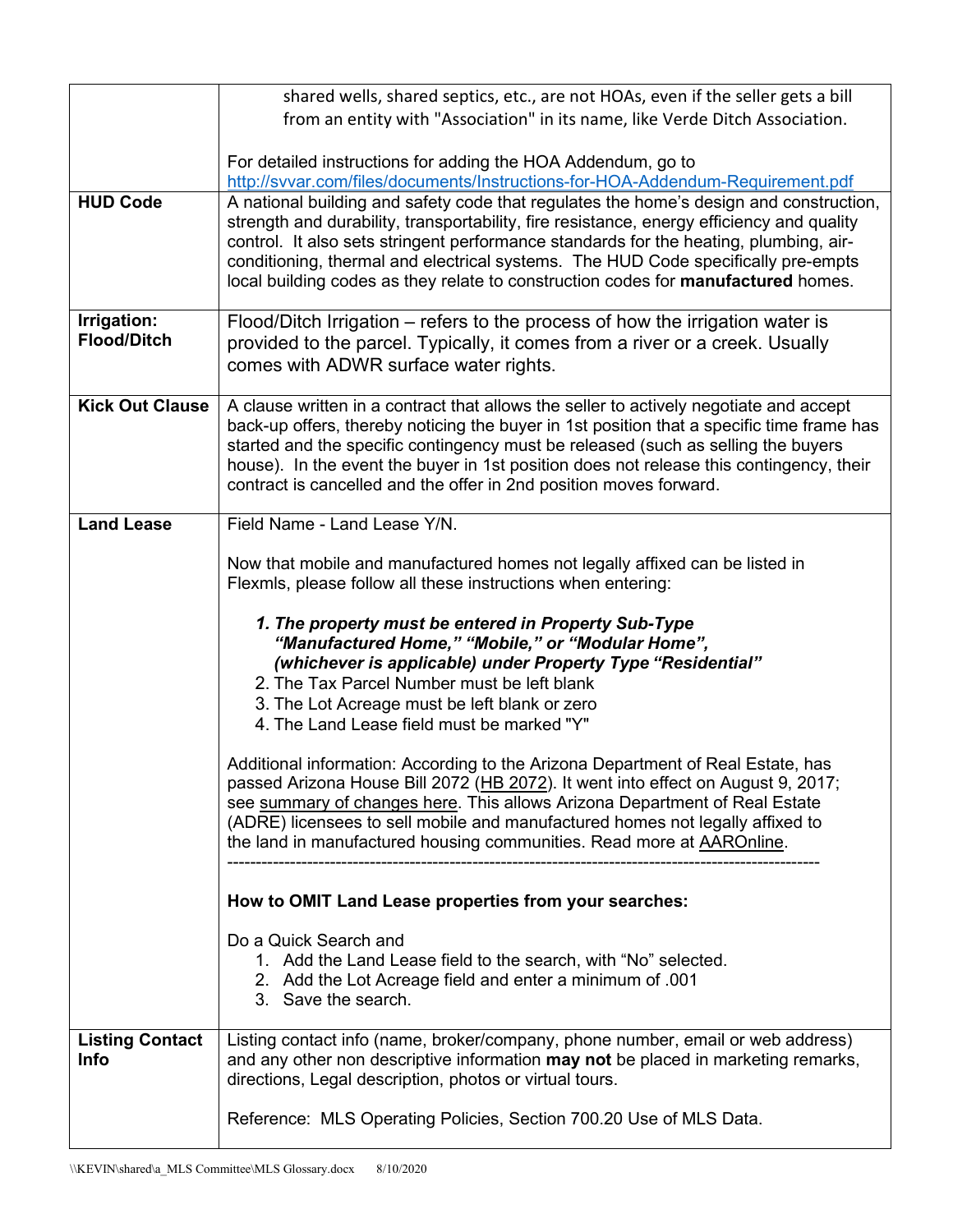| | |
|---|---|
| | shared wells, shared septics, etc., are not HOAs, even if the seller gets a bill from an entity with "Association" in its name, like Verde Ditch Association.<br><br>For detailed instructions for adding the HOA Addendum, go to http://svvar.com/files/documents/Instructions-for-HOA-Addendum-Requirement.pdf |
| **HUD Code** | A national building and safety code that regulates the home's design and construction, strength and durability, transportability, fire resistance, energy efficiency and quality control. It also sets stringent performance standards for the heating, plumbing, air-conditioning, thermal and electrical systems. The HUD Code specifically pre-empts local building codes as they relate to construction codes for **manufactured** homes. |
| **Irrigation: Flood/Ditch** | Flood/Ditch Irrigation – refers to the process of how the irrigation water is provided to the parcel. Typically, it comes from a river or a creek. Usually comes with ADWR surface water rights. |
| **Kick Out Clause** | A clause written in a contract that allows the seller to actively negotiate and accept back-up offers, thereby noticing the buyer in 1st position that a specific time frame has started and the specific contingency must be released (such as selling the buyers house). In the event the buyer in 1st position does not release this contingency, their contract is cancelled and the offer in 2nd position moves forward. |
| **Land Lease** | Field Name - Land Lease Y/N.<br><br>Now that mobile and manufactured homes not legally affixed can be listed in Flexmls, please follow all these instructions when entering:<br><br>1. ***The property must be entered in Property Sub-Type "Manufactured Home," "Mobile," or "Modular Home", (whichever is applicable) under Property Type "Residential"***<br>2. The Tax Parcel Number must be left blank<br>3. The Lot Acreage must be left blank or zero<br>4. The Land Lease field must be marked "Y"<br><br>Additional information: According to the Arizona Department of Real Estate, has passed Arizona House Bill 2072 (HB 2072). It went into effect on August 9, 2017; see summary of changes here. This allows Arizona Department of Real Estate (ADRE) licensees to sell mobile and manufactured homes not legally affixed to the land in manufactured housing communities. Read more at AAROnline.<br>----------------------------------------------------------------------------------------------------<br><br>**How to OMIT Land Lease properties from your searches:**<br><br>Do a Quick Search and<br>1. Add the Land Lease field to the search, with "No" selected.<br>2. Add the Lot Acreage field and enter a minimum of .001<br>3. Save the search. |
| **Listing Contact Info** | Listing contact info (name, broker/company, phone number, email or web address) and any other non descriptive information **may not** be placed in marketing remarks, directions, Legal description, photos or virtual tours.<br><br>Reference: MLS Operating Policies, Section 700.20 Use of MLS Data. |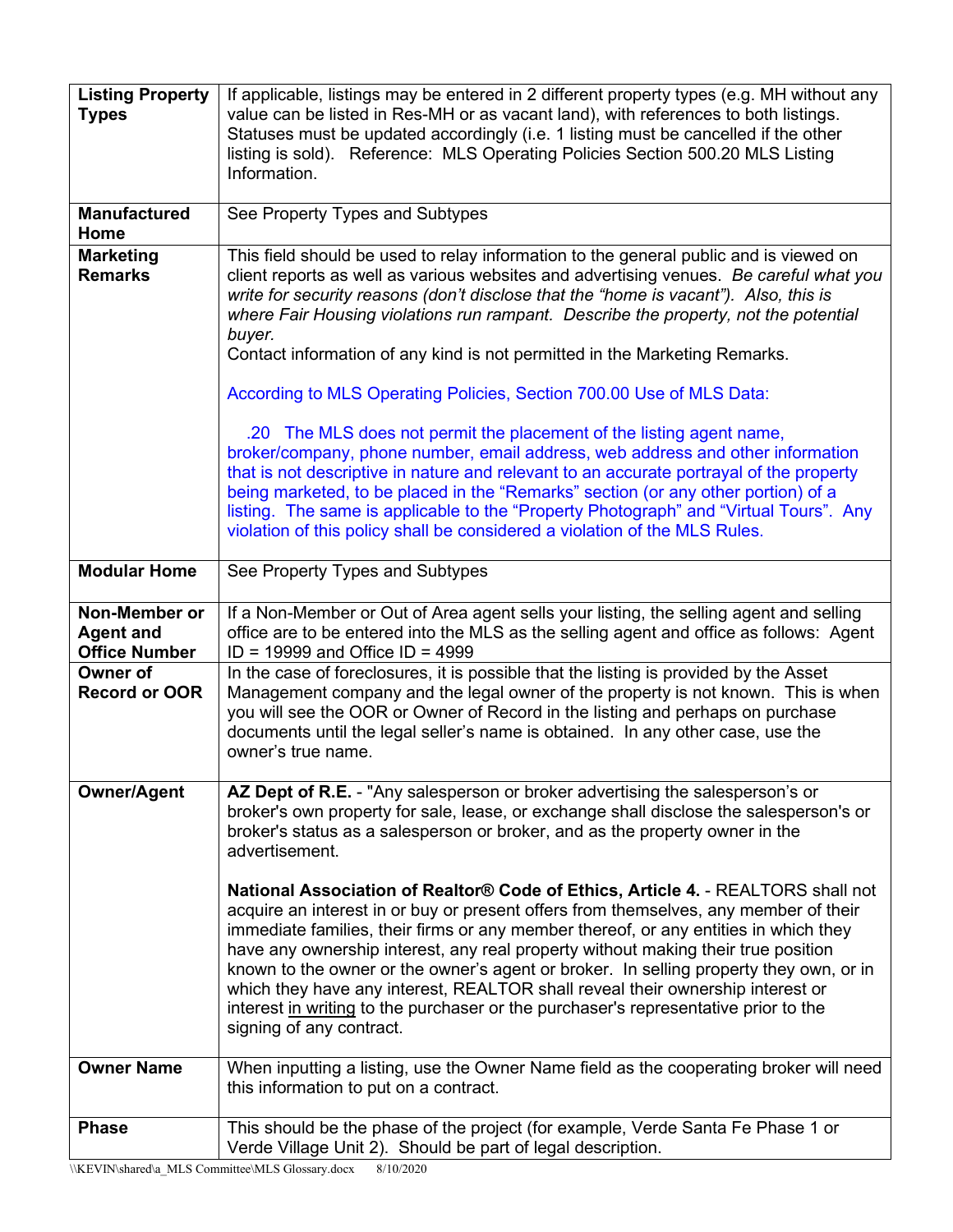| | |
|---|---|
| **Listing Property Types** | If applicable, listings may be entered in 2 different property types (e.g. MH without any value can be listed in Res-MH or as vacant land), with references to both listings. Statuses must be updated accordingly (i.e. 1 listing must be cancelled if the other listing is sold). Reference: MLS Operating Policies Section 500.20 MLS Listing Information. |
| **Manufactured Home** | See Property Types and Subtypes |
| **Marketing Remarks** | This field should be used to relay information to the general public and is viewed on client reports as well as various websites and advertising venues. *Be careful what you write for security reasons (don't disclose that the "home is vacant"). Also, this is where Fair Housing violations run rampant. Describe the property, not the potential buyer.*<br>Contact information of any kind is not permitted in the Marketing Remarks.<br><br>According to MLS Operating Policies, Section 700.00 Use of MLS Data:<br><br>.20 The MLS does not permit the placement of the listing agent name, broker/company, phone number, email address, web address and other information that is not descriptive in nature and relevant to an accurate portrayal of the property being marketed, to be placed in the "Remarks" section (or any other portion) of a listing. The same is applicable to the "Property Photograph" and "Virtual Tours". Any violation of this policy shall be considered a violation of the MLS Rules. |
| **Modular Home** | See Property Types and Subtypes |
| **Non-Member or Agent and Office Number** | If a Non-Member or Out of Area agent sells your listing, the selling agent and selling office are to be entered into the MLS as the selling agent and office as follows: Agent ID = 19999 and Office ID = 4999 |
| **Owner of Record or OOR** | In the case of foreclosures, it is possible that the listing is provided by the Asset Management company and the legal owner of the property is not known. This is when you will see the OOR or Owner of Record in the listing and perhaps on purchase documents until the legal seller's name is obtained. In any other case, use the owner's true name. |
| **Owner/Agent** | **AZ Dept of R.E.** - "Any salesperson or broker advertising the salesperson's or broker's own property for sale, lease, or exchange shall disclose the salesperson's or broker's status as a salesperson or broker, and as the property owner in the advertisement.<br><br>**National Association of Realtor® Code of Ethics, Article 4.** - REALTORS shall not acquire an interest in or buy or present offers from themselves, any member of their immediate families, their firms or any member thereof, or any entities in which they have any ownership interest, any real property without making their true position known to the owner or the owner's agent or broker. In selling property they own, or in which they have any interest, REALTOR shall reveal their ownership interest or interest <u>in writing</u> to the purchaser or the purchaser's representative prior to the signing of any contract. |
| **Owner Name** | When inputting a listing, use the Owner Name field as the cooperating broker will need this information to put on a contract. |
| **Phase** | This should be the phase of the project (for example, Verde Santa Fe Phase 1 or Verde Village Unit 2). Should be part of legal description. |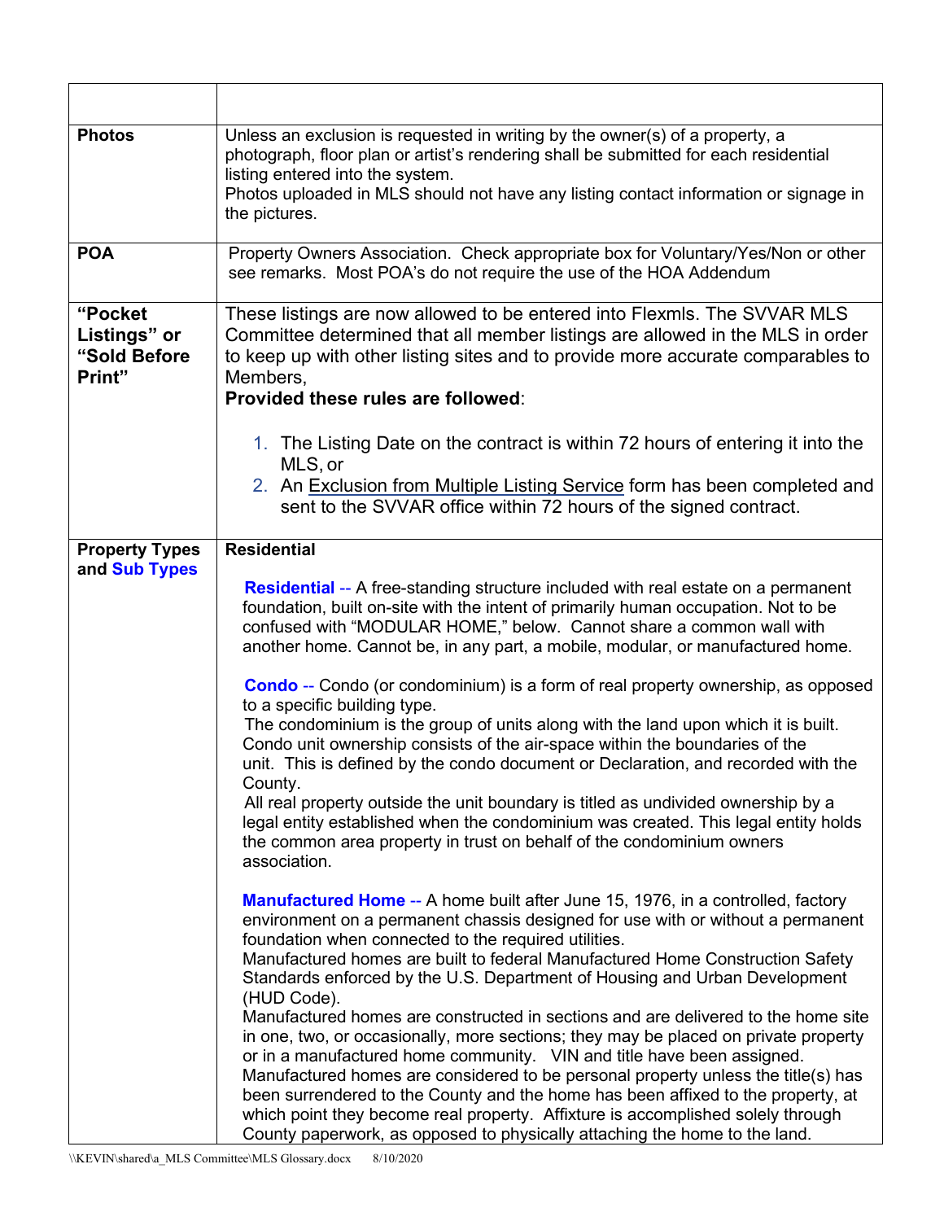| | |
|---|---|
| **Photos** | Unless an exclusion is requested in writing by the owner(s) of a property, a photograph, floor plan or artist's rendering shall be submitted for each residential listing entered into the system.<br>Photos uploaded in MLS should not have any listing contact information or signage in the pictures. |
| **POA** | Property Owners Association. Check appropriate box for Voluntary/Yes/Non or other see remarks. Most POA's do not require the use of the HOA Addendum |
| **"Pocket Listings" or "Sold Before Print"** | These listings are now allowed to be entered into Flexmls. The SVVAR MLS Committee determined that all member listings are allowed in the MLS in order to keep up with other listing sites and to provide more accurate comparables to Members,<br>**Provided these rules are followed**:<br><br>1. The Listing Date on the contract is within 72 hours of entering it into the MLS, or<br>2. An Exclusion from Multiple Listing Service form has been completed and sent to the SVVAR office within 72 hours of the signed contract. |
| **Property Types and Sub Types** | **Residential**<br><br>**Residential** -- A free-standing structure included with real estate on a permanent foundation, built on-site with the intent of primarily human occupation. Not to be confused with "MODULAR HOME," below. Cannot share a common wall with another home. Cannot be, in any part, a mobile, modular, or manufactured home.<br><br>**Condo** -- Condo (or condominium) is a form of real property ownership, as opposed to a specific building type.<br>The condominium is the group of units along with the land upon which it is built. Condo unit ownership consists of the air-space within the boundaries of the unit. This is defined by the condo document or Declaration, and recorded with the County.<br>All real property outside the unit boundary is titled as undivided ownership by a legal entity established when the condominium was created. This legal entity holds the common area property in trust on behalf of the condominium owners association.<br><br>**Manufactured Home** -- A home built after June 15, 1976, in a controlled, factory environment on a permanent chassis designed for use with or without a permanent foundation when connected to the required utilities.<br>Manufactured homes are built to federal Manufactured Home Construction Safety Standards enforced by the U.S. Department of Housing and Urban Development (HUD Code).<br>Manufactured homes are constructed in sections and are delivered to the home site in one, two, or occasionally, more sections; they may be placed on private property or in a manufactured home community. VIN and title have been assigned.<br>Manufactured homes are considered to be personal property unless the title(s) has been surrendered to the County and the home has been affixed to the property, at which point they become real property. Affixture is accomplished solely through County paperwork, as opposed to physically attaching the home to the land. |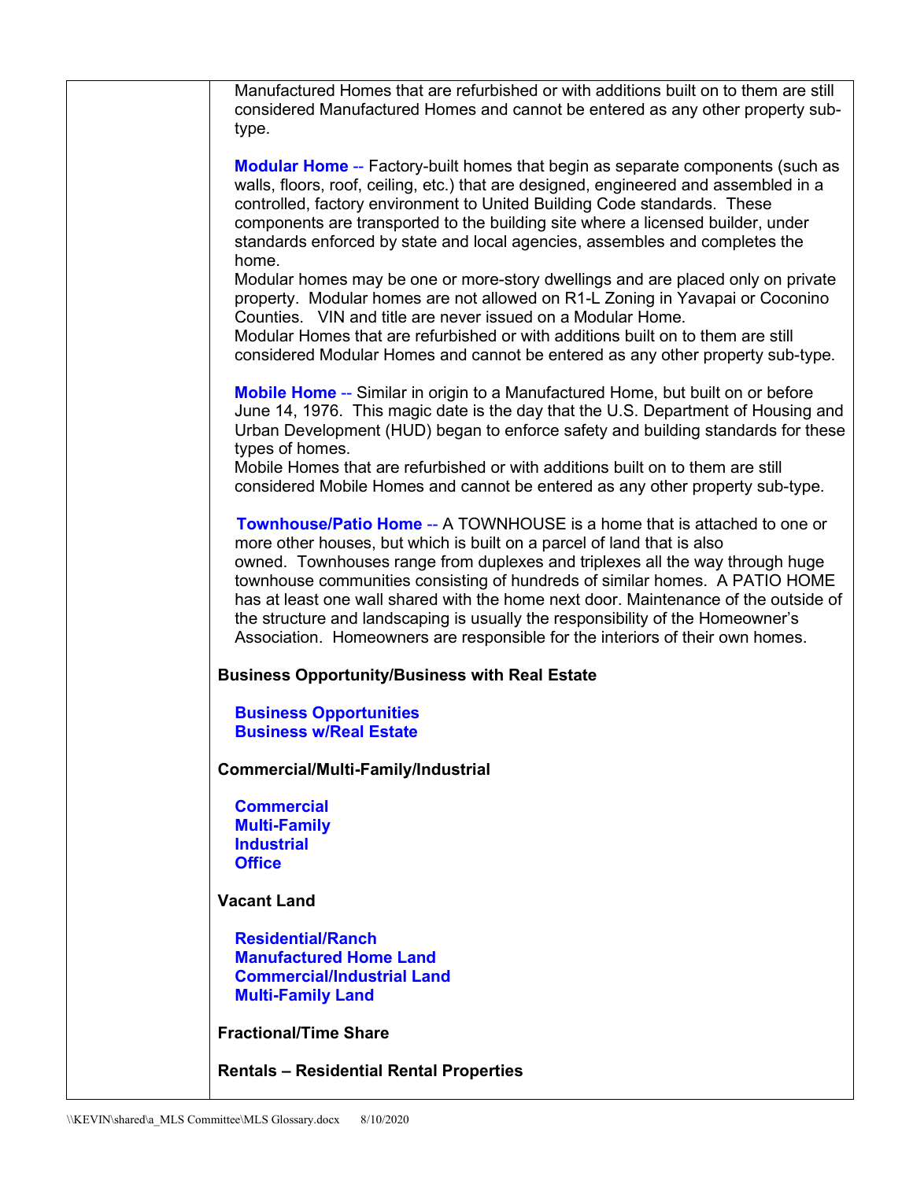Manufactured Homes that are refurbished or with additions built on to them are still considered Manufactured Homes and cannot be entered as any other property sub-type.

**Modular Home** -- Factory-built homes that begin as separate components (such as walls, floors, roof, ceiling, etc.) that are designed, engineered and assembled in a controlled, factory environment to United Building Code standards. These components are transported to the building site where a licensed builder, under standards enforced by state and local agencies, assembles and completes the home.
Modular homes may be one or more-story dwellings and are placed only on private property. Modular homes are not allowed on R1-L Zoning in Yavapai or Coconino Counties. VIN and title are never issued on a Modular Home.
Modular Homes that are refurbished or with additions built on to them are still considered Modular Homes and cannot be entered as any other property sub-type.

**Mobile Home** -- Similar in origin to a Manufactured Home, but built on or before June 14, 1976. This magic date is the day that the U.S. Department of Housing and Urban Development (HUD) began to enforce safety and building standards for these types of homes.
Mobile Homes that are refurbished or with additions built on to them are still considered Mobile Homes and cannot be entered as any other property sub-type.

**Townhouse/Patio Home** -- A TOWNHOUSE is a home that is attached to one or more other houses, but which is built on a parcel of land that is also owned. Townhouses range from duplexes and triplexes all the way through huge townhouse communities consisting of hundreds of similar homes. A PATIO HOME has at least one wall shared with the home next door. Maintenance of the outside of the structure and landscaping is usually the responsibility of the Homeowner's Association. Homeowners are responsible for the interiors of their own homes.

**Business Opportunity/Business with Real Estate**

**Business Opportunities**
**Business w/Real Estate**

**Commercial/Multi-Family/Industrial**

**Commercial**
**Multi-Family**
**Industrial**
**Office**

**Vacant Land**

**Residential/Ranch**
**Manufactured Home Land**
**Commercial/Industrial Land**
**Multi-Family Land**

**Fractional/Time Share**

**Rentals – Residential Rental Properties**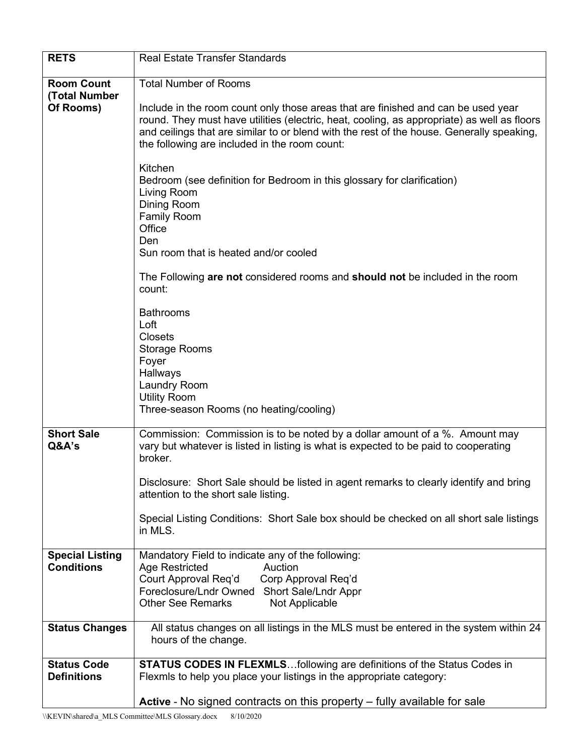| | |
|---|---|
| **RETS** | Real Estate Transfer Standards |
| **Room Count (Total Number Of Rooms)** | Total Number of Rooms<br><br>Include in the room count only those areas that are finished and can be used year round. They must have utilities (electric, heat, cooling, as appropriate) as well as floors and ceilings that are similar to or blend with the rest of the house. Generally speaking, the following are included in the room count:<br><br>Kitchen<br>Bedroom (see definition for Bedroom in this glossary for clarification)<br>Living Room<br>Dining Room<br>Family Room<br>Office<br>Den<br>Sun room that is heated and/or cooled<br><br>The Following **are not** considered rooms and **should not** be included in the room count:<br><br>Bathrooms<br>Loft<br>Closets<br>Storage Rooms<br>Foyer<br>Hallways<br>Laundry Room<br>Utility Room<br>Three-season Rooms (no heating/cooling) |
| **Short Sale Q&A's** | Commission: Commission is to be noted by a dollar amount of a %. Amount may vary but whatever is listed in listing is what is expected to be paid to cooperating broker.<br><br>Disclosure: Short Sale should be listed in agent remarks to clearly identify and bring attention to the short sale listing.<br><br>Special Listing Conditions: Short Sale box should be checked on all short sale listings in MLS. |
| **Special Listing Conditions** | Mandatory Field to indicate any of the following:<br>Age Restricted &nbsp;&nbsp;&nbsp; Auction<br>Court Approval Req'd &nbsp;&nbsp;&nbsp; Corp Approval Req'd<br>Foreclosure/Lndr Owned &nbsp;&nbsp;&nbsp; Short Sale/Lndr Appr<br>Other See Remarks &nbsp;&nbsp;&nbsp; Not Applicable |
| **Status Changes** | All status changes on all listings in the MLS must be entered in the system within 24 hours of the change. |
| **Status Code Definitions** | **STATUS CODES IN FLEXMLS**…following are definitions of the Status Codes in Flexmls to help you place your listings in the appropriate category:<br><br>**Active** - No signed contracts on this property – fully available for sale |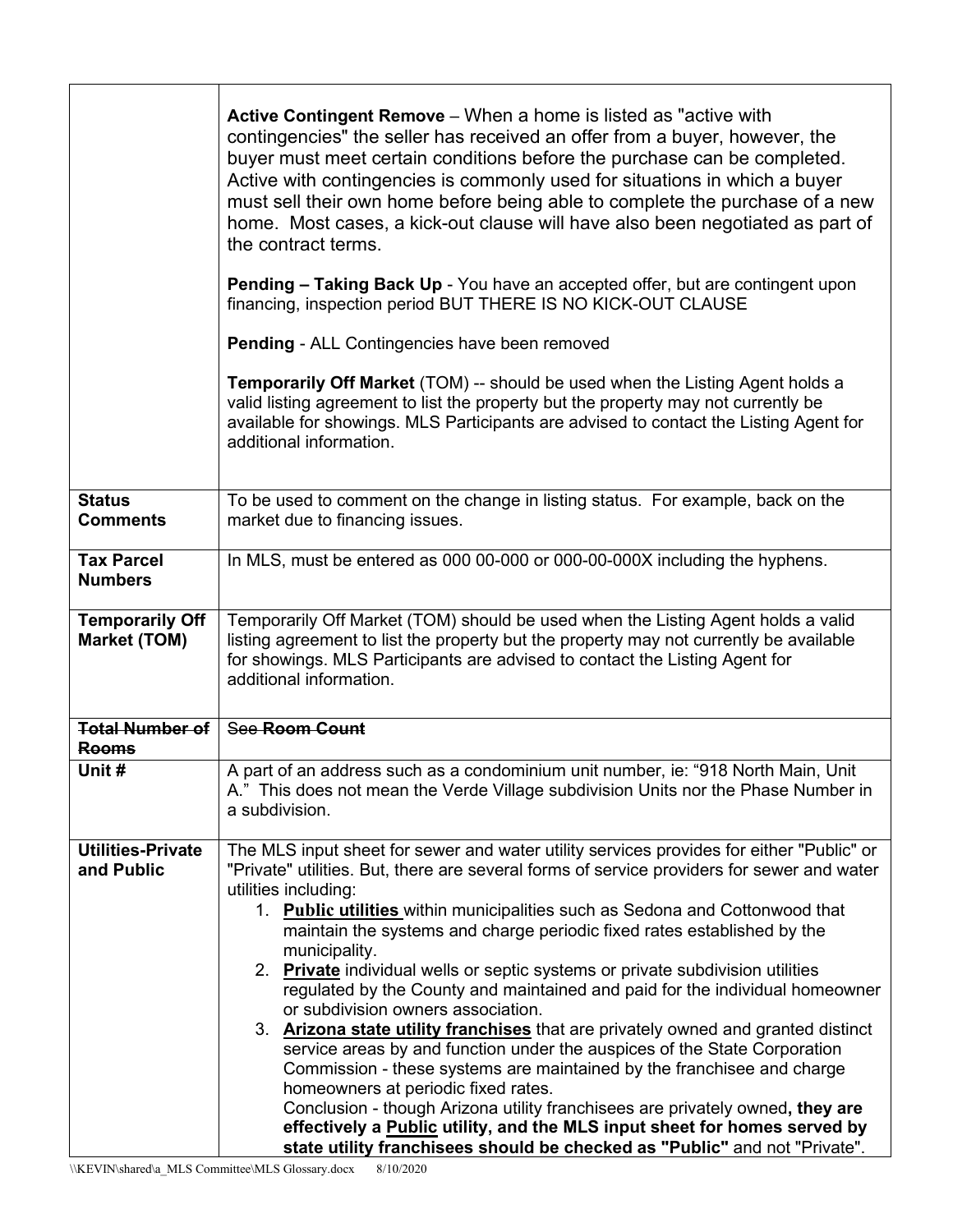| | |
|---|---|
| | **Active Contingent Remove** – When a home is listed as "active with contingencies" the seller has received an offer from a buyer, however, the buyer must meet certain conditions before the purchase can be completed. Active with contingencies is commonly used for situations in which a buyer must sell their own home before being able to complete the purchase of a new home. Most cases, a kick-out clause will have also been negotiated as part of the contract terms.<br><br>**Pending – Taking Back Up** - You have an accepted offer, but are contingent upon financing, inspection period BUT THERE IS NO KICK-OUT CLAUSE<br><br>**Pending** - ALL Contingencies have been removed<br><br>**Temporarily Off Market** (TOM) -- should be used when the Listing Agent holds a valid listing agreement to list the property but the property may not currently be available for showings. MLS Participants are advised to contact the Listing Agent for additional information. |
| **Status Comments** | To be used to comment on the change in listing status. For example, back on the market due to financing issues. |
| **Tax Parcel Numbers** | In MLS, must be entered as 000 00-000 or 000-00-000X including the hyphens. |
| **Temporarily Off Market (TOM)** | Temporarily Off Market (TOM) should be used when the Listing Agent holds a valid listing agreement to list the property but the property may not currently be available for showings. MLS Participants are advised to contact the Listing Agent for additional information. |
| ~~**Total Number of Rooms**~~ | ~~See **Room Count**~~ |
| **Unit #** | A part of an address such as a condominium unit number, ie: "918 North Main, Unit A." This does not mean the Verde Village subdivision Units nor the Phase Number in a subdivision. |
| **Utilities-Private and Public** | The MLS input sheet for sewer and water utility services provides for either "Public" or "Private" utilities. But, there are several forms of service providers for sewer and water utilities including:<br>1. **<u>Public utilities</u>** within municipalities such as Sedona and Cottonwood that maintain the systems and charge periodic fixed rates established by the municipality.<br>2. **<u>Private</u>** individual wells or septic systems or private subdivision utilities regulated by the County and maintained and paid for the individual homeowner or subdivision owners association.<br>3. **<u>Arizona state utility franchises</u>** that are privately owned and granted distinct service areas by and function under the auspices of the State Corporation Commission - these systems are maintained by the franchisee and charge homeowners at periodic fixed rates.<br>Conclusion - though Arizona utility franchisees are privately owned**, they are effectively a <u>Public</u> utility, and the MLS input sheet for homes served by state utility franchisees should be checked as "Public"** and not "Private". |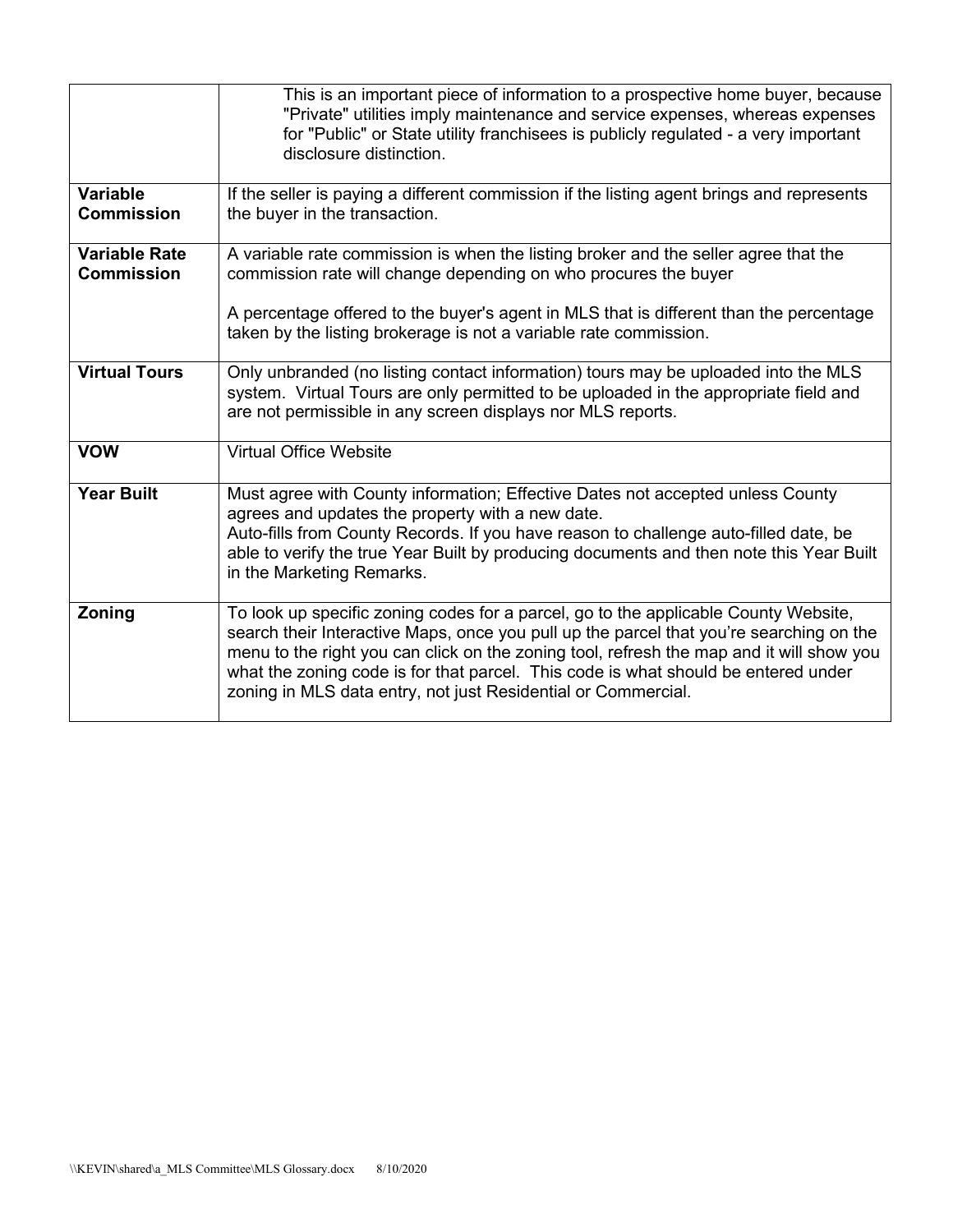| | |
|---|---|
| | This is an important piece of information to a prospective home buyer, because "Private" utilities imply maintenance and service expenses, whereas expenses for "Public" or State utility franchisees is publicly regulated - a very important disclosure distinction. |
| **Variable Commission** | If the seller is paying a different commission if the listing agent brings and represents the buyer in the transaction. |
| **Variable Rate Commission** | A variable rate commission is when the listing broker and the seller agree that the commission rate will change depending on who procures the buyer<br><br>A percentage offered to the buyer's agent in MLS that is different than the percentage taken by the listing brokerage is not a variable rate commission. |
| **Virtual Tours** | Only unbranded (no listing contact information) tours may be uploaded into the MLS system. Virtual Tours are only permitted to be uploaded in the appropriate field and are not permissible in any screen displays nor MLS reports. |
| **VOW** | Virtual Office Website |
| **Year Built** | Must agree with County information; Effective Dates not accepted unless County agrees and updates the property with a new date.<br>Auto-fills from County Records. If you have reason to challenge auto-filled date, be able to verify the true Year Built by producing documents and then note this Year Built in the Marketing Remarks. |
| **Zoning** | To look up specific zoning codes for a parcel, go to the applicable County Website, search their Interactive Maps, once you pull up the parcel that you're searching on the menu to the right you can click on the zoning tool, refresh the map and it will show you what the zoning code is for that parcel. This code is what should be entered under zoning in MLS data entry, not just Residential or Commercial. |